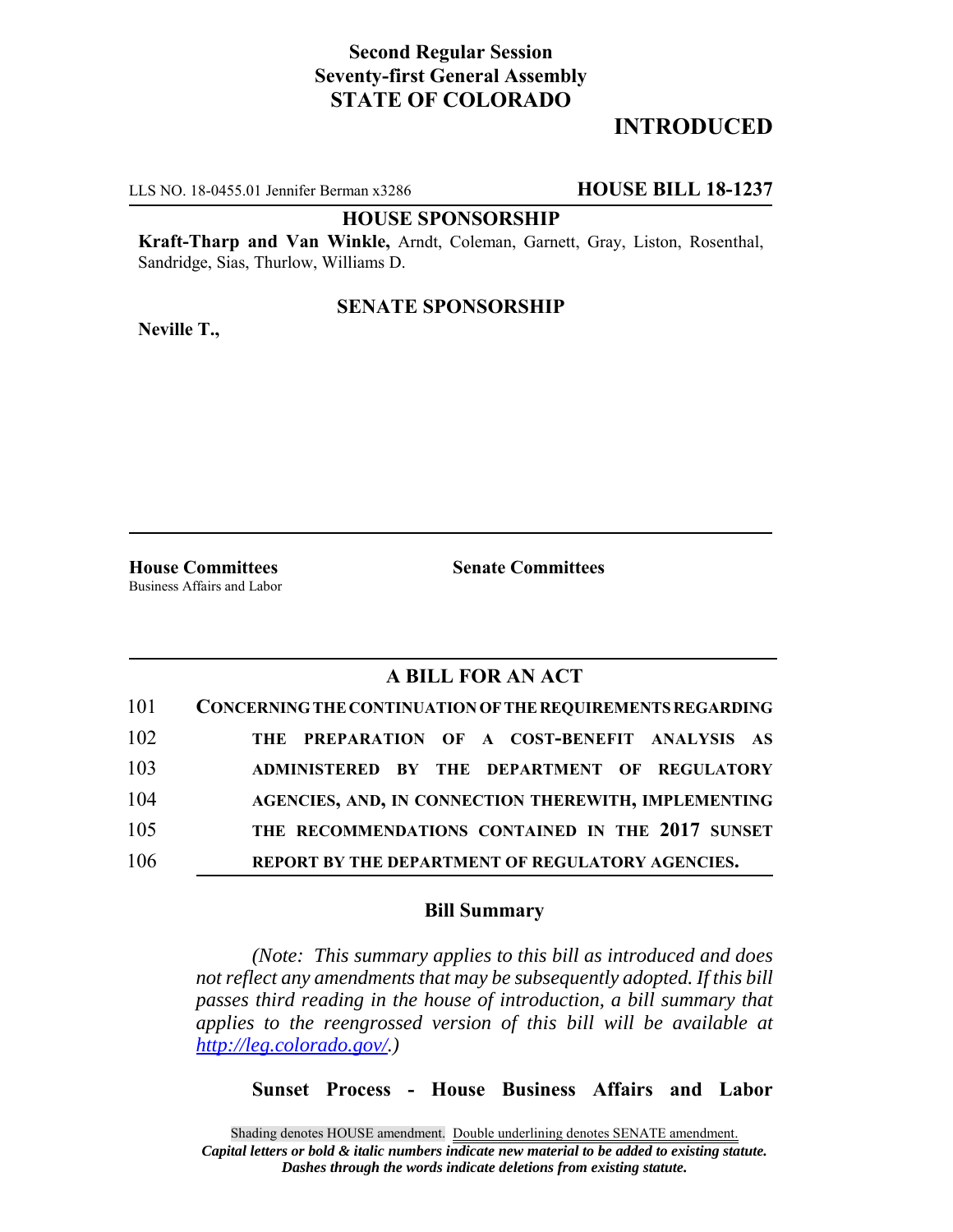**Second Regular Session**
**Seventy-first General Assembly**
**STATE OF COLORADO**

# INTRODUCED

LLS NO. 18-0455.01 Jennifer Berman x3286 **HOUSE BILL 18-1237**

**HOUSE SPONSORSHIP**

**Kraft-Tharp and Van Winkle,** Arndt, Coleman, Garnett, Gray, Liston, Rosenthal, Sandridge, Sias, Thurlow, Williams D.

**SENATE SPONSORSHIP**

**Neville T.,**

**House Committees**
Business Affairs and Labor

**Senate Committees**

## A BILL FOR AN ACT

101 **CONCERNING THE CONTINUATION OF THE REQUIREMENTS REGARDING**
102 **THE PREPARATION OF A COST-BENEFIT ANALYSIS AS**
103 **ADMINISTERED BY THE DEPARTMENT OF REGULATORY**
104 **AGENCIES, AND, IN CONNECTION THEREWITH, IMPLEMENTING**
105 **THE RECOMMENDATIONS CONTAINED IN THE 2017 SUNSET**
106 **REPORT BY THE DEPARTMENT OF REGULATORY AGENCIES.**

### Bill Summary

*(Note: This summary applies to this bill as introduced and does not reflect any amendments that may be subsequently adopted. If this bill passes third reading in the house of introduction, a bill summary that applies to the reengrossed version of this bill will be available at http://leg.colorado.gov/.)*

**Sunset Process - House Business Affairs and Labor**

Shading denotes HOUSE amendment. Double underlining denotes SENATE amendment.
*Capital letters or bold & italic numbers indicate new material to be added to existing statute.*
*Dashes through the words indicate deletions from existing statute.*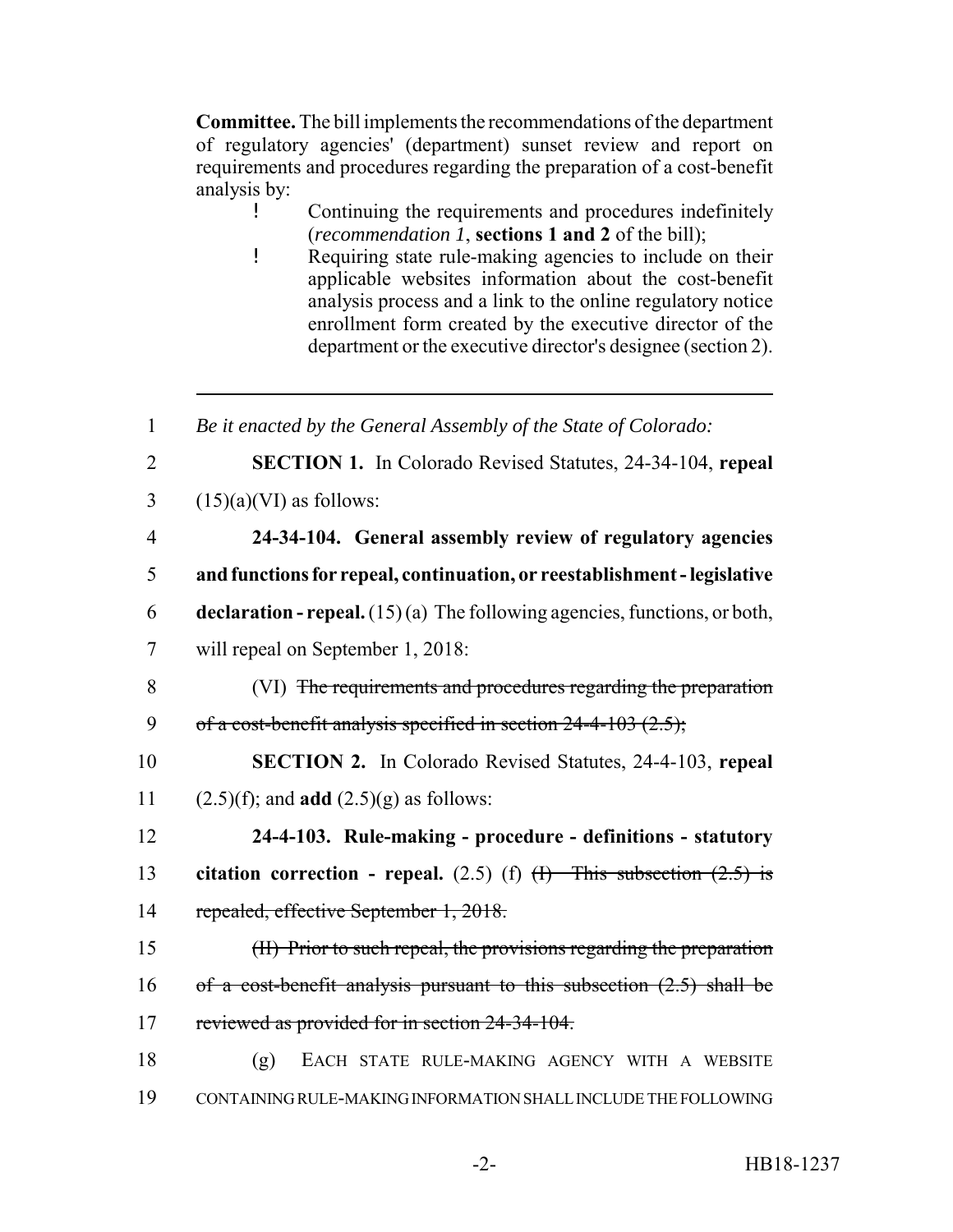**Committee.** The bill implements the recommendations of the department of regulatory agencies' (department) sunset review and report on requirements and procedures regarding the preparation of a cost-benefit analysis by:

- Continuing the requirements and procedures indefinitely (*recommendation 1*, **sections 1 and 2** of the bill);
- Requiring state rule-making agencies to include on their applicable websites information about the cost-benefit analysis process and a link to the online regulatory notice enrollment form created by the executive director of the department or the executive director's designee (section 2).

---

1 *Be it enacted by the General Assembly of the State of Colorado:*

2 **SECTION 1.** In Colorado Revised Statutes, 24-34-104, **repeal**

3 (15)(a)(VI) as follows:

4 **24-34-104. General assembly review of regulatory agencies**

5 **and functions for repeal, continuation, or reestablishment - legislative**

6 **declaration - repeal.** (15) (a) The following agencies, functions, or both,

7 will repeal on September 1, 2018:

8 (VI) ~~The requirements and procedures regarding the preparation~~

9 ~~of a cost-benefit analysis specified in section 24-4-103 (2.5);~~

10 **SECTION 2.** In Colorado Revised Statutes, 24-4-103, **repeal**

11 (2.5)(f); and **add** (2.5)(g) as follows:

12 **24-4-103. Rule-making - procedure - definitions - statutory**

13 **citation correction - repeal.** (2.5) (f) ~~(I) This subsection (2.5) is~~

14 ~~repealed, effective September 1, 2018.~~

15 ~~(II) Prior to such repeal, the provisions regarding the preparation~~

16 ~~of a cost-benefit analysis pursuant to this subsection (2.5) shall be~~

17 ~~reviewed as provided for in section 24-34-104.~~

18 (g) EACH STATE RULE-MAKING AGENCY WITH A WEBSITE

19 CONTAINING RULE-MAKING INFORMATION SHALL INCLUDE THE FOLLOWING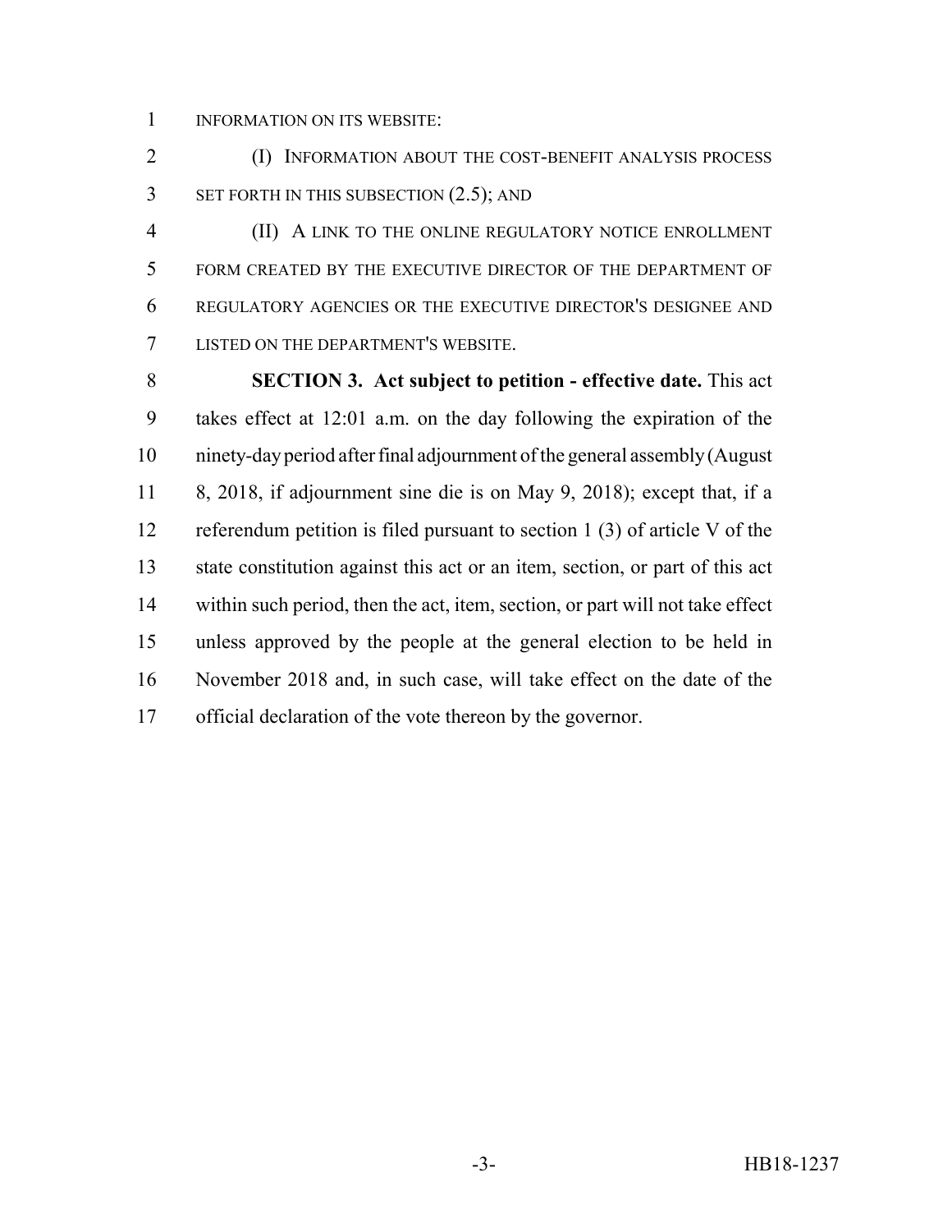INFORMATION ON ITS WEBSITE:

(I) INFORMATION ABOUT THE COST-BENEFIT ANALYSIS PROCESS SET FORTH IN THIS SUBSECTION (2.5); AND

(II) A LINK TO THE ONLINE REGULATORY NOTICE ENROLLMENT FORM CREATED BY THE EXECUTIVE DIRECTOR OF THE DEPARTMENT OF REGULATORY AGENCIES OR THE EXECUTIVE DIRECTOR'S DESIGNEE AND LISTED ON THE DEPARTMENT'S WEBSITE.

**SECTION 3. Act subject to petition - effective date.** This act takes effect at 12:01 a.m. on the day following the expiration of the ninety-day period after final adjournment of the general assembly (August 8, 2018, if adjournment sine die is on May 9, 2018); except that, if a referendum petition is filed pursuant to section 1 (3) of article V of the state constitution against this act or an item, section, or part of this act within such period, then the act, item, section, or part will not take effect unless approved by the people at the general election to be held in November 2018 and, in such case, will take effect on the date of the official declaration of the vote thereon by the governor.